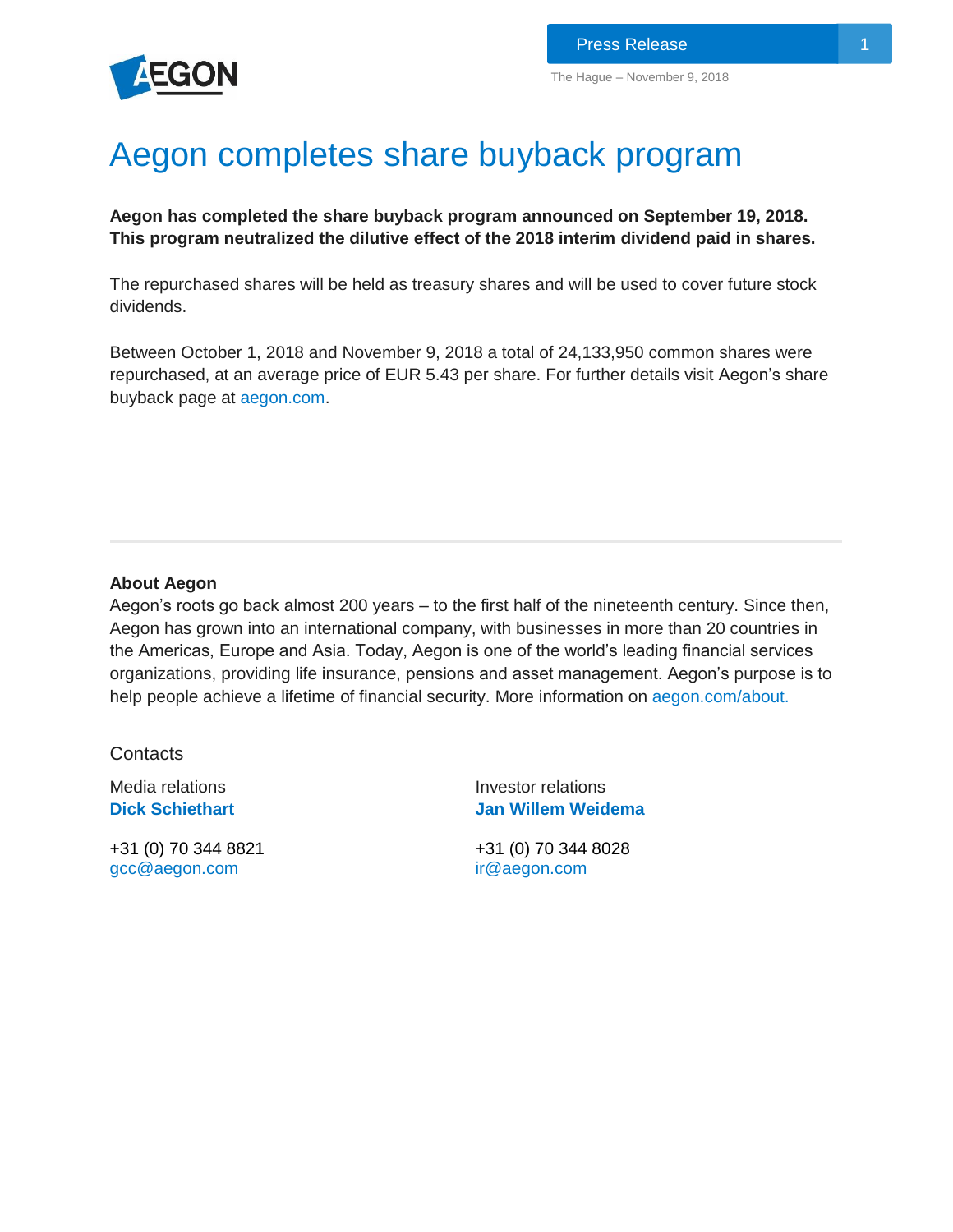Press Release

The Hague – November 9, 2018

# Aegon completes share buyback program

**Aegon has completed the share buyback program announced on September 19, 2018. This program neutralized the dilutive effect of the 2018 interim dividend paid in shares.**

The repurchased shares will be held as treasury shares and will be used to cover future stock dividends.

Between October 1, 2018 and November 9, 2018 a total of 24,133,950 common shares were repurchased, at an average price of EUR 5.43 per share. For further details visit Aegon's share buyback page at aegon.com.

---

**About Aegon**

Aegon's roots go back almost 200 years – to the first half of the nineteenth century. Since then, Aegon has grown into an international company, with businesses in more than 20 countries in the Americas, Europe and Asia. Today, Aegon is one of the world's leading financial services organizations, providing life insurance, pensions and asset management. Aegon's purpose is to help people achieve a lifetime of financial security. More information on aegon.com/about.

Contacts

Media relations
**Dick Schiethart**

+31 (0) 70 344 8821
gcc@aegon.com

Investor relations
**Jan Willem Weidema**

+31 (0) 70 344 8028
ir@aegon.com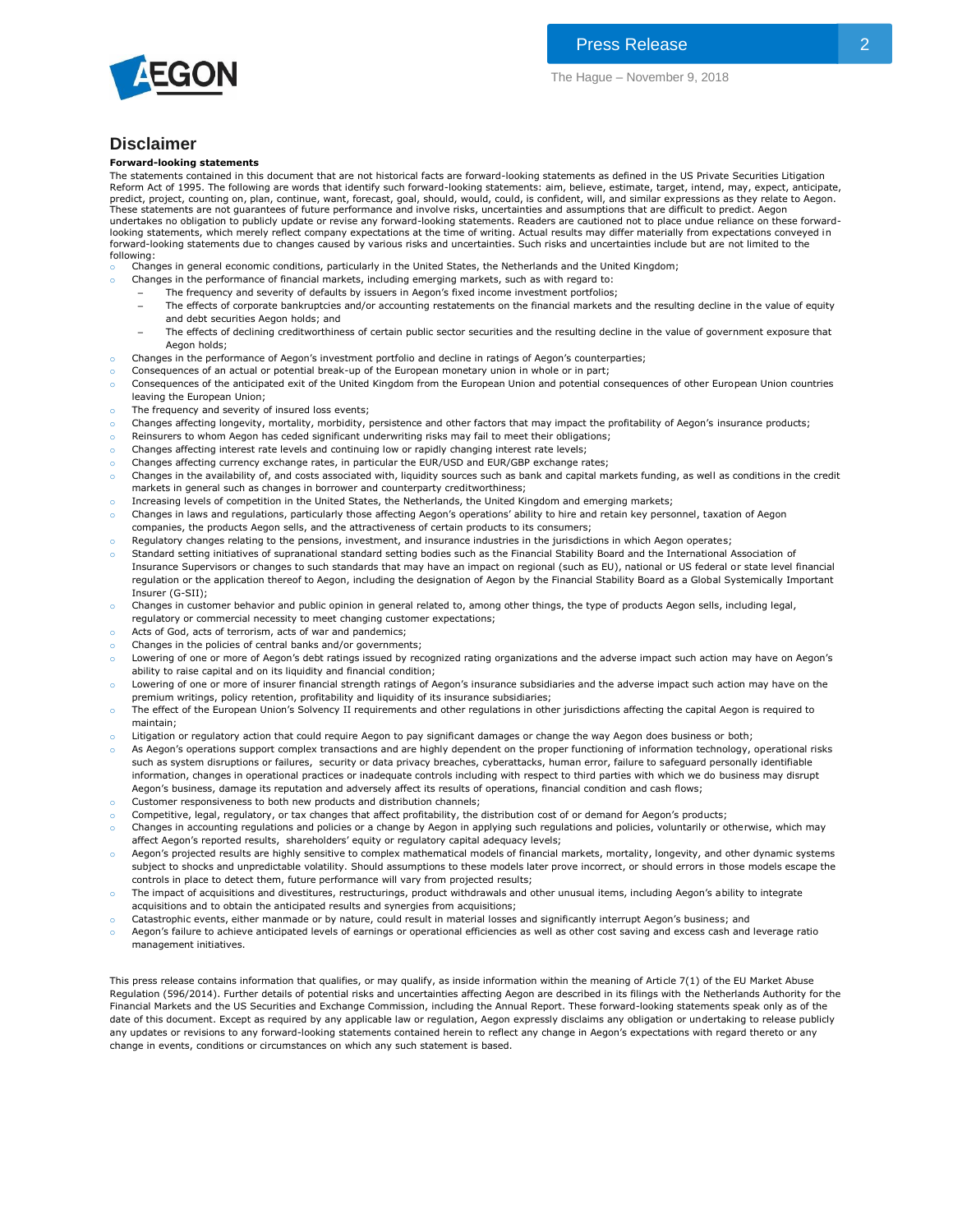## Disclaimer

**Forward-looking statements**

The statements contained in this document that are not historical facts are forward-looking statements as defined in the US Private Securities Litigation Reform Act of 1995. The following are words that identify such forward-looking statements: aim, believe, estimate, target, intend, may, expect, anticipate, predict, project, counting on, plan, continue, want, forecast, goal, should, would, could, is confident, will, and similar expressions as they relate to Aegon. These statements are not guarantees of future performance and involve risks, uncertainties and assumptions that are difficult to predict. Aegon undertakes no obligation to publicly update or revise any forward-looking statements. Readers are cautioned not to place undue reliance on these forward-looking statements, which merely reflect company expectations at the time of writing. Actual results may differ materially from expectations conveyed in forward-looking statements due to changes caused by various risks and uncertainties. Such risks and uncertainties include but are not limited to the following:

- Changes in general economic conditions, particularly in the United States, the Netherlands and the United Kingdom;
- Changes in the performance of financial markets, including emerging markets, such as with regard to:
  - The frequency and severity of defaults by issuers in Aegon's fixed income investment portfolios;
  - The effects of corporate bankruptcies and/or accounting restatements on the financial markets and the resulting decline in the value of equity and debt securities Aegon holds; and
  - The effects of declining creditworthiness of certain public sector securities and the resulting decline in the value of government exposure that Aegon holds;
- Changes in the performance of Aegon's investment portfolio and decline in ratings of Aegon's counterparties;
- Consequences of an actual or potential break-up of the European monetary union in whole or in part;
- Consequences of the anticipated exit of the United Kingdom from the European Union and potential consequences of other European Union countries leaving the European Union;
- The frequency and severity of insured loss events;
- Changes affecting longevity, mortality, morbidity, persistence and other factors that may impact the profitability of Aegon's insurance products;
- Reinsurers to whom Aegon has ceded significant underwriting risks may fail to meet their obligations;
- Changes affecting interest rate levels and continuing low or rapidly changing interest rate levels;
- Changes affecting currency exchange rates, in particular the EUR/USD and EUR/GBP exchange rates;
- Changes in the availability of, and costs associated with, liquidity sources such as bank and capital markets funding, as well as conditions in the credit markets in general such as changes in borrower and counterparty creditworthiness;
- Increasing levels of competition in the United States, the Netherlands, the United Kingdom and emerging markets;
- Changes in laws and regulations, particularly those affecting Aegon's operations' ability to hire and retain key personnel, taxation of Aegon companies, the products Aegon sells, and the attractiveness of certain products to its consumers;
- Regulatory changes relating to the pensions, investment, and insurance industries in the jurisdictions in which Aegon operates;
- Standard setting initiatives of supranational standard setting bodies such as the Financial Stability Board and the International Association of Insurance Supervisors or changes to such standards that may have an impact on regional (such as EU), national or US federal or state level financial regulation or the application thereof to Aegon, including the designation of Aegon by the Financial Stability Board as a Global Systemically Important Insurer (G-SII);
- Changes in customer behavior and public opinion in general related to, among other things, the type of products Aegon sells, including legal, regulatory or commercial necessity to meet changing customer expectations;
- Acts of God, acts of terrorism, acts of war and pandemics;
- Changes in the policies of central banks and/or governments;
- Lowering of one or more of Aegon's debt ratings issued by recognized rating organizations and the adverse impact such action may have on Aegon's ability to raise capital and on its liquidity and financial condition;
- Lowering of one or more of insurer financial strength ratings of Aegon's insurance subsidiaries and the adverse impact such action may have on the premium writings, policy retention, profitability and liquidity of its insurance subsidiaries;
- The effect of the European Union's Solvency II requirements and other regulations in other jurisdictions affecting the capital Aegon is required to maintain;
- Litigation or regulatory action that could require Aegon to pay significant damages or change the way Aegon does business or both;
- As Aegon's operations support complex transactions and are highly dependent on the proper functioning of information technology, operational risks such as system disruptions or failures, security or data privacy breaches, cyberattacks, human error, failure to safeguard personally identifiable information, changes in operational practices or inadequate controls including with respect to third parties with which we do business may disrupt Aegon's business, damage its reputation and adversely affect its results of operations, financial condition and cash flows;
- Customer responsiveness to both new products and distribution channels;
- Competitive, legal, regulatory, or tax changes that affect profitability, the distribution cost of or demand for Aegon's products;
- Changes in accounting regulations and policies or a change by Aegon in applying such regulations and policies, voluntarily or otherwise, which may affect Aegon's reported results, shareholders' equity or regulatory capital adequacy levels;
- Aegon's projected results are highly sensitive to complex mathematical models of financial markets, mortality, longevity, and other dynamic systems subject to shocks and unpredictable volatility. Should assumptions to these models later prove incorrect, or should errors in those models escape the controls in place to detect them, future performance will vary from projected results;
- The impact of acquisitions and divestitures, restructurings, product withdrawals and other unusual items, including Aegon's ability to integrate acquisitions and to obtain the anticipated results and synergies from acquisitions;
- Catastrophic events, either manmade or by nature, could result in material losses and significantly interrupt Aegon's business; and
- Aegon's failure to achieve anticipated levels of earnings or operational efficiencies as well as other cost saving and excess cash and leverage ratio management initiatives.

This press release contains information that qualifies, or may qualify, as inside information within the meaning of Article 7(1) of the EU Market Abuse Regulation (596/2014). Further details of potential risks and uncertainties affecting Aegon are described in its filings with the Netherlands Authority for the Financial Markets and the US Securities and Exchange Commission, including the Annual Report. These forward-looking statements speak only as of the date of this document. Except as required by any applicable law or regulation, Aegon expressly disclaims any obligation or undertaking to release publicly any updates or revisions to any forward-looking statements contained herein to reflect any change in Aegon's expectations with regard thereto or any change in events, conditions or circumstances on which any such statement is based.